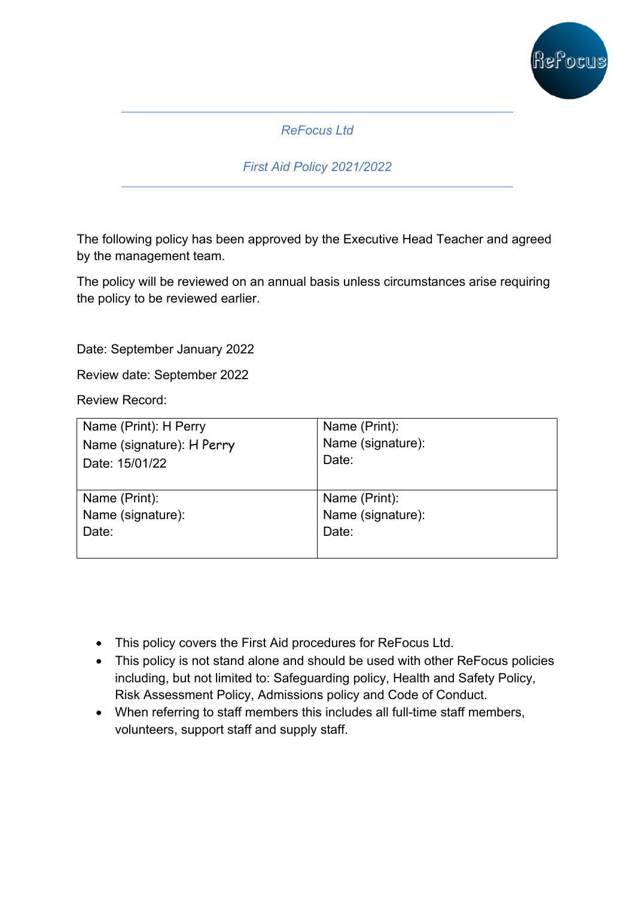ReFocus Ltd

First Aid Policy 2021/2022

The following policy has been approved by the Executive Head Teacher and agreed by the management team.

The policy will be reviewed on an annual basis unless circumstances arise requiring the policy to be reviewed earlier.

Date: September January 2022

Review date: September 2022

Review Record:

| | |
|---|---|
| Name (Print): H Perry<br>Name (signature): H Perry<br>Date: 15/01/22 | Name (Print):<br>Name (signature):<br>Date: |
| Name (Print):<br>Name (signature):<br>Date: | Name (Print):<br>Name (signature):<br>Date: |

- This policy covers the First Aid procedures for ReFocus Ltd.
- This policy is not stand alone and should be used with other ReFocus policies including, but not limited to: Safeguarding policy, Health and Safety Policy, Risk Assessment Policy, Admissions policy and Code of Conduct.
- When referring to staff members this includes all full-time staff members, volunteers, support staff and supply staff.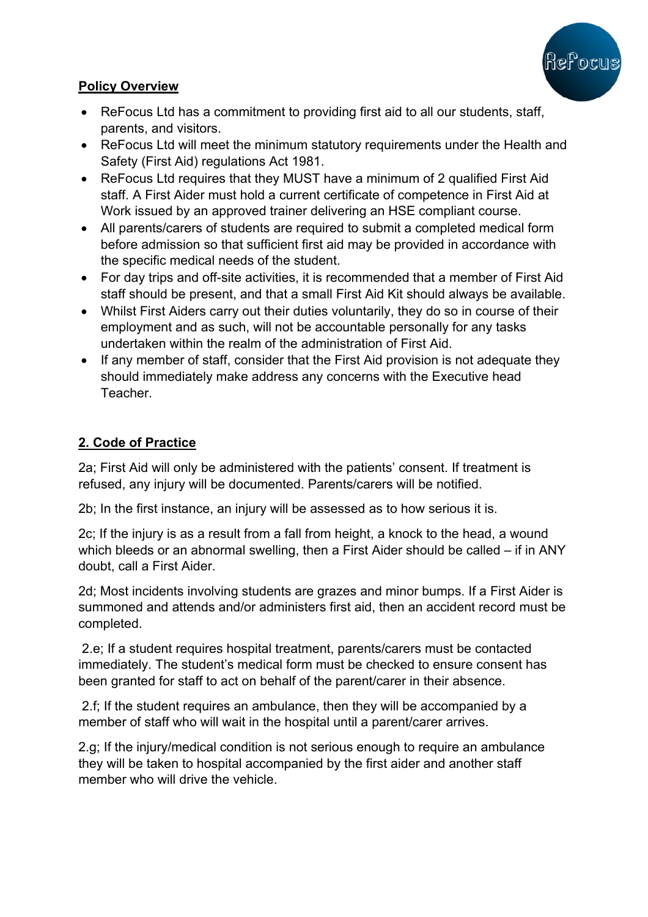**Policy Overview**

- ReFocus Ltd has a commitment to providing first aid to all our students, staff, parents, and visitors.
- ReFocus Ltd will meet the minimum statutory requirements under the Health and Safety (First Aid) regulations Act 1981.
- ReFocus Ltd requires that they MUST have a minimum of 2 qualified First Aid staff. A First Aider must hold a current certificate of competence in First Aid at Work issued by an approved trainer delivering an HSE compliant course.
- All parents/carers of students are required to submit a completed medical form before admission so that sufficient first aid may be provided in accordance with the specific medical needs of the student.
- For day trips and off-site activities, it is recommended that a member of First Aid staff should be present, and that a small First Aid Kit should always be available.
- Whilst First Aiders carry out their duties voluntarily, they do so in course of their employment and as such, will not be accountable personally for any tasks undertaken within the realm of the administration of First Aid.
- If any member of staff, consider that the First Aid provision is not adequate they should immediately make address any concerns with the Executive head Teacher.

**2. Code of Practice**

2a; First Aid will only be administered with the patients' consent. If treatment is refused, any injury will be documented. Parents/carers will be notified.

2b; In the first instance, an injury will be assessed as to how serious it is.

2c; If the injury is as a result from a fall from height, a knock to the head, a wound which bleeds or an abnormal swelling, then a First Aider should be called – if in ANY doubt, call a First Aider.

2d; Most incidents involving students are grazes and minor bumps. If a First Aider is summoned and attends and/or administers first aid, then an accident record must be completed.

2.e; If a student requires hospital treatment, parents/carers must be contacted immediately. The student's medical form must be checked to ensure consent has been granted for staff to act on behalf of the parent/carer in their absence.

2.f; If the student requires an ambulance, then they will be accompanied by a member of staff who will wait in the hospital until a parent/carer arrives.

2.g; If the injury/medical condition is not serious enough to require an ambulance they will be taken to hospital accompanied by the first aider and another staff member who will drive the vehicle.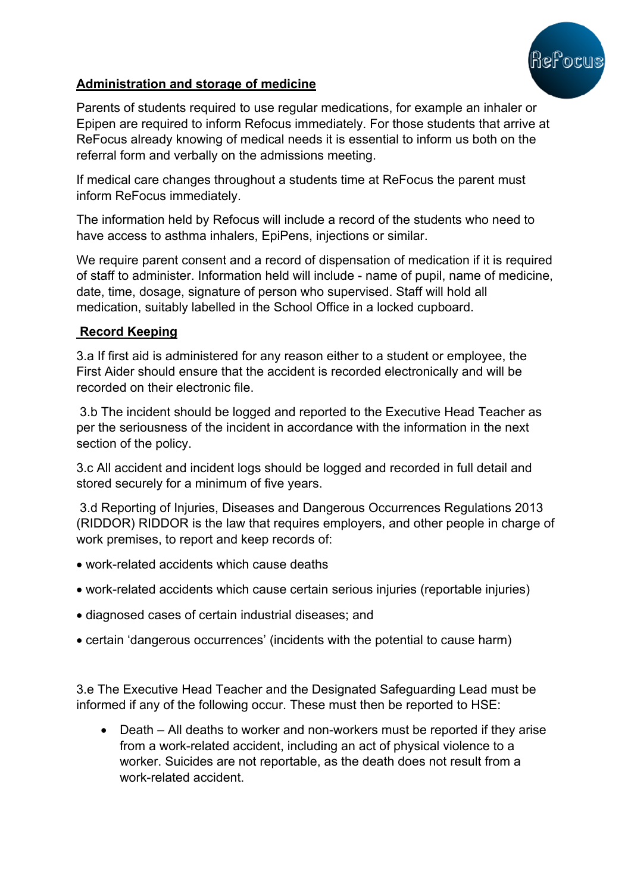## Administration and storage of medicine

Parents of students required to use regular medications, for example an inhaler or Epipen are required to inform Refocus immediately. For those students that arrive at ReFocus already knowing of medical needs it is essential to inform us both on the referral form and verbally on the admissions meeting.

If medical care changes throughout a students time at ReFocus the parent must inform ReFocus immediately.

The information held by Refocus will include a record of the students who need to have access to asthma inhalers, EpiPens, injections or similar.

We require parent consent and a record of dispensation of medication if it is required of staff to administer. Information held will include - name of pupil, name of medicine, date, time, dosage, signature of person who supervised. Staff will hold all medication, suitably labelled in the School Office in a locked cupboard.

## Record Keeping

3.a If first aid is administered for any reason either to a student or employee, the First Aider should ensure that the accident is recorded electronically and will be recorded on their electronic file.

3.b The incident should be logged and reported to the Executive Head Teacher as per the seriousness of the incident in accordance with the information in the next section of the policy.

3.c All accident and incident logs should be logged and recorded in full detail and stored securely for a minimum of five years.

3.d Reporting of Injuries, Diseases and Dangerous Occurrences Regulations 2013 (RIDDOR) RIDDOR is the law that requires employers, and other people in charge of work premises, to report and keep records of:

- work-related accidents which cause deaths
- work-related accidents which cause certain serious injuries (reportable injuries)
- diagnosed cases of certain industrial diseases; and
- certain 'dangerous occurrences' (incidents with the potential to cause harm)

3.e The Executive Head Teacher and the Designated Safeguarding Lead must be informed if any of the following occur. These must then be reported to HSE:

- Death – All deaths to worker and non-workers must be reported if they arise from a work-related accident, including an act of physical violence to a worker. Suicides are not reportable, as the death does not result from a work-related accident.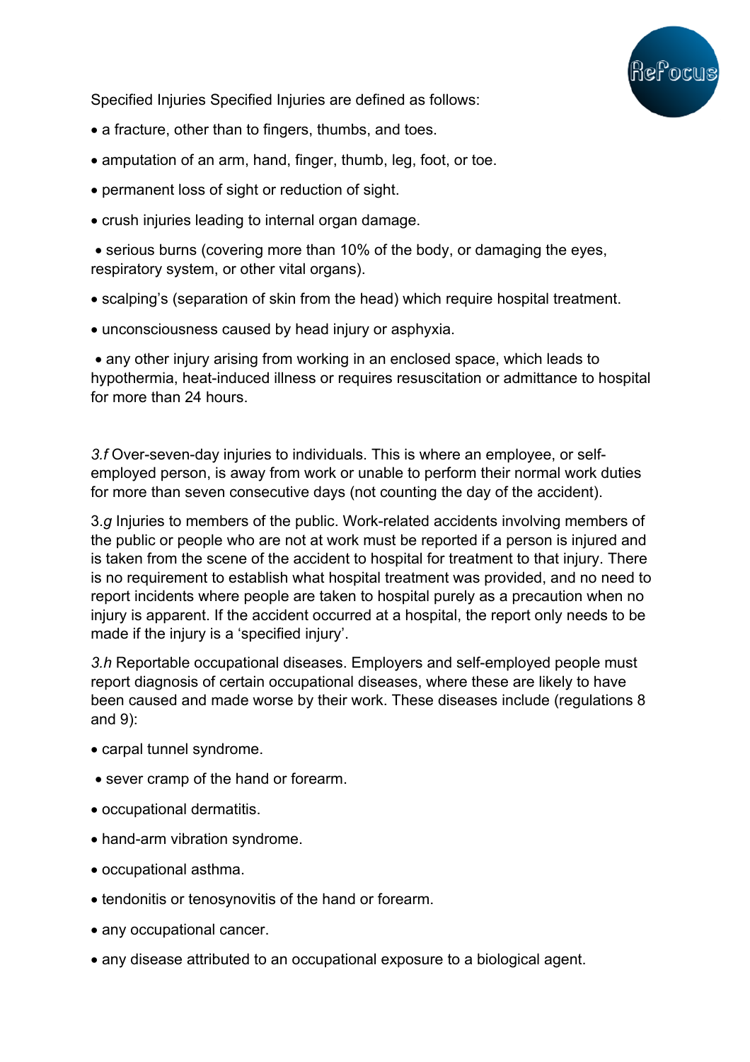Specified Injuries Specified Injuries are defined as follows:

- a fracture, other than to fingers, thumbs, and toes.
- amputation of an arm, hand, finger, thumb, leg, foot, or toe.
- permanent loss of sight or reduction of sight.
- crush injuries leading to internal organ damage.
- serious burns (covering more than 10% of the body, or damaging the eyes, respiratory system, or other vital organs).
- scalping's (separation of skin from the head) which require hospital treatment.
- unconsciousness caused by head injury or asphyxia.
- any other injury arising from working in an enclosed space, which leads to hypothermia, heat-induced illness or requires resuscitation or admittance to hospital for more than 24 hours.

*3.f* Over-seven-day injuries to individuals. This is where an employee, or self-employed person, is away from work or unable to perform their normal work duties for more than seven consecutive days (not counting the day of the accident).

3.*g* Injuries to members of the public. Work-related accidents involving members of the public or people who are not at work must be reported if a person is injured and is taken from the scene of the accident to hospital for treatment to that injury. There is no requirement to establish what hospital treatment was provided, and no need to report incidents where people are taken to hospital purely as a precaution when no injury is apparent. If the accident occurred at a hospital, the report only needs to be made if the injury is a 'specified injury'.

*3.h* Reportable occupational diseases. Employers and self-employed people must report diagnosis of certain occupational diseases, where these are likely to have been caused and made worse by their work. These diseases include (regulations 8 and 9):

- carpal tunnel syndrome.
- sever cramp of the hand or forearm.
- occupational dermatitis.
- hand-arm vibration syndrome.
- occupational asthma.
- tendonitis or tenosynovitis of the hand or forearm.
- any occupational cancer.
- any disease attributed to an occupational exposure to a biological agent.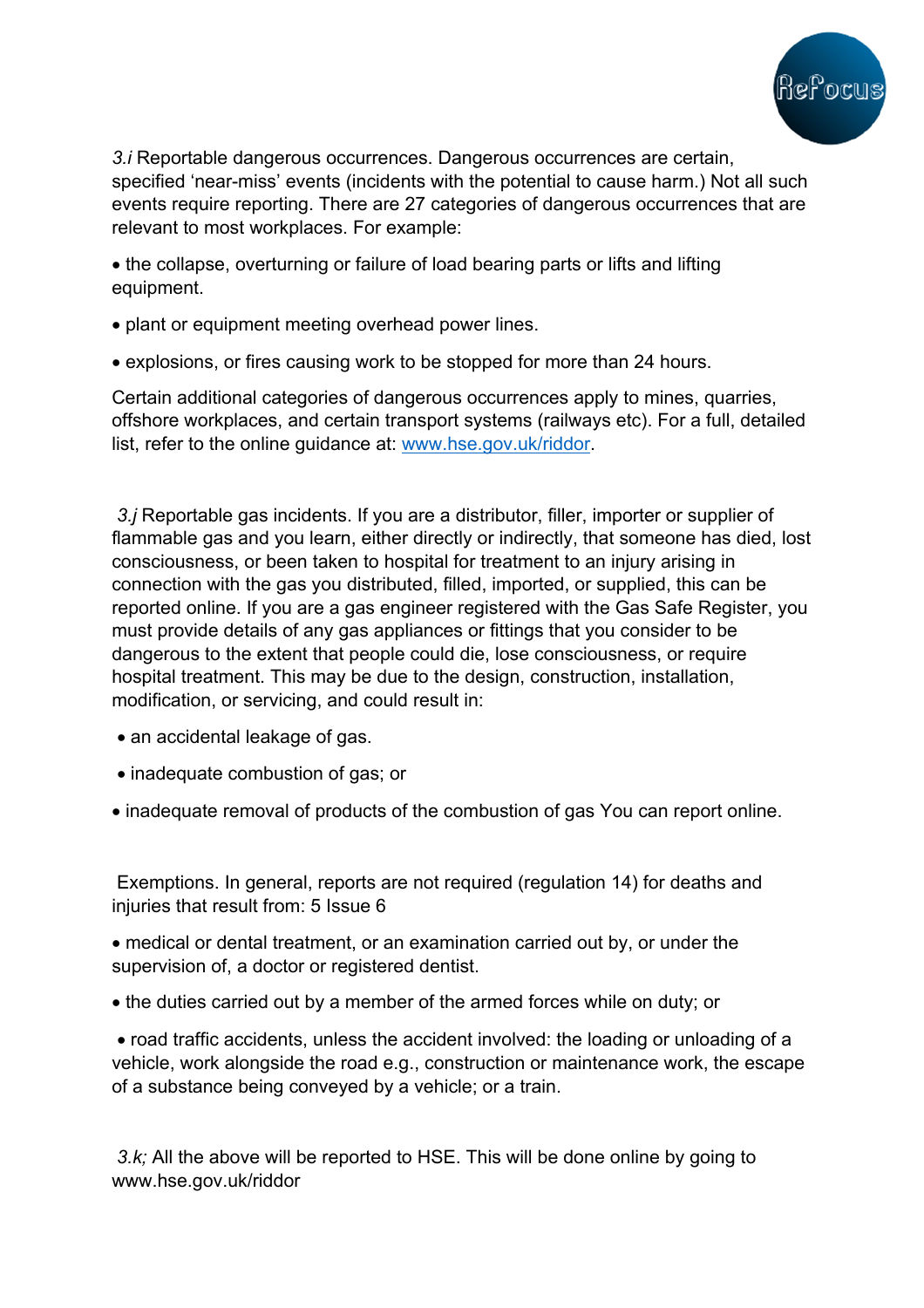*3.i* Reportable dangerous occurrences. Dangerous occurrences are certain, specified 'near-miss' events (incidents with the potential to cause harm.) Not all such events require reporting. There are 27 categories of dangerous occurrences that are relevant to most workplaces. For example:

- the collapse, overturning or failure of load bearing parts or lifts and lifting equipment.
- plant or equipment meeting overhead power lines.
- explosions, or fires causing work to be stopped for more than 24 hours.

Certain additional categories of dangerous occurrences apply to mines, quarries, offshore workplaces, and certain transport systems (railways etc). For a full, detailed list, refer to the online guidance at: [www.hse.gov.uk/riddor](http://www.hse.gov.uk/riddor).

*3.j* Reportable gas incidents. If you are a distributor, filler, importer or supplier of flammable gas and you learn, either directly or indirectly, that someone has died, lost consciousness, or been taken to hospital for treatment to an injury arising in connection with the gas you distributed, filled, imported, or supplied, this can be reported online. If you are a gas engineer registered with the Gas Safe Register, you must provide details of any gas appliances or fittings that you consider to be dangerous to the extent that people could die, lose consciousness, or require hospital treatment. This may be due to the design, construction, installation, modification, or servicing, and could result in:

- an accidental leakage of gas.
- inadequate combustion of gas; or
- inadequate removal of products of the combustion of gas You can report online.

Exemptions. In general, reports are not required (regulation 14) for deaths and injuries that result from: 5 Issue 6

- medical or dental treatment, or an examination carried out by, or under the supervision of, a doctor or registered dentist.
- the duties carried out by a member of the armed forces while on duty; or
- road traffic accidents, unless the accident involved: the loading or unloading of a vehicle, work alongside the road e.g., construction or maintenance work, the escape of a substance being conveyed by a vehicle; or a train.

*3.k;* All the above will be reported to HSE. This will be done online by going to www.hse.gov.uk/riddor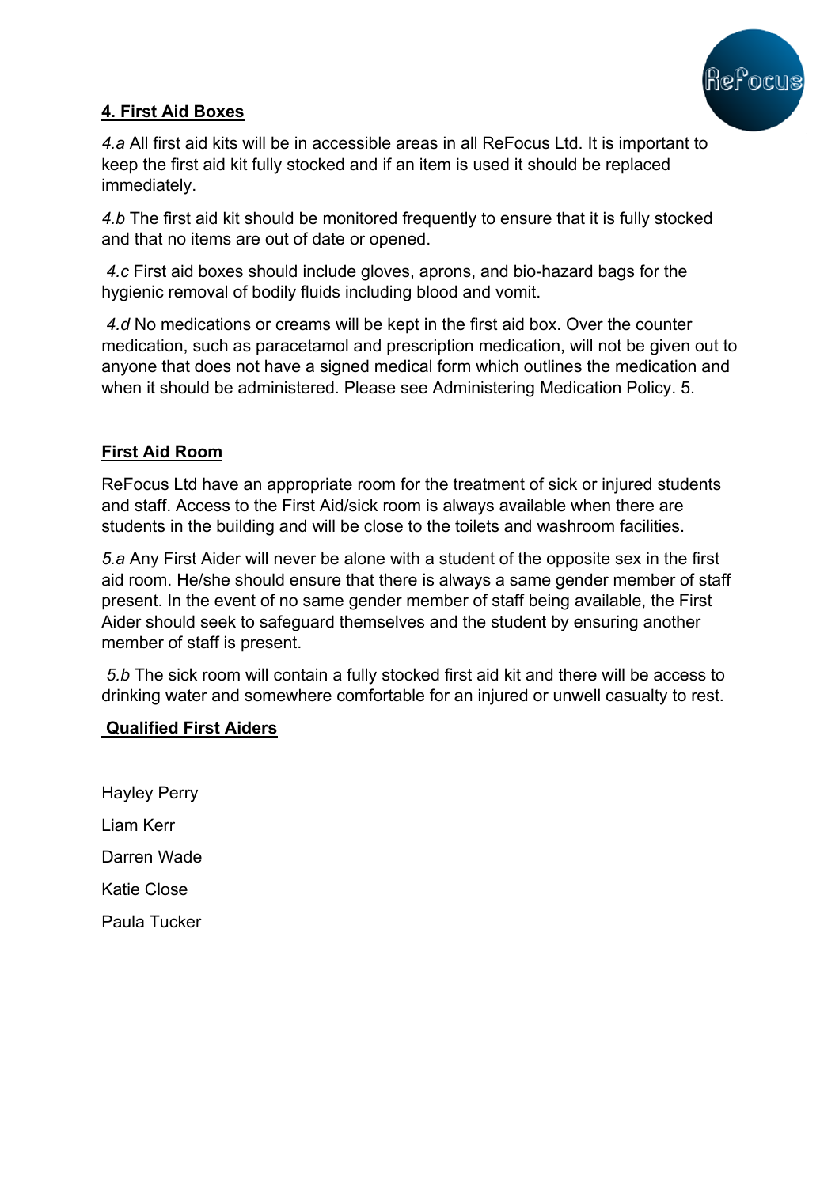## 4. First Aid Boxes

*4.a* All first aid kits will be in accessible areas in all ReFocus Ltd. It is important to keep the first aid kit fully stocked and if an item is used it should be replaced immediately.

*4.b* The first aid kit should be monitored frequently to ensure that it is fully stocked and that no items are out of date or opened.

*4.c* First aid boxes should include gloves, aprons, and bio-hazard bags for the hygienic removal of bodily fluids including blood and vomit.

*4.d* No medications or creams will be kept in the first aid box. Over the counter medication, such as paracetamol and prescription medication, will not be given out to anyone that does not have a signed medical form which outlines the medication and when it should be administered. Please see Administering Medication Policy. 5.

## First Aid Room

ReFocus Ltd have an appropriate room for the treatment of sick or injured students and staff. Access to the First Aid/sick room is always available when there are students in the building and will be close to the toilets and washroom facilities.

*5.a* Any First Aider will never be alone with a student of the opposite sex in the first aid room. He/she should ensure that there is always a same gender member of staff present. In the event of no same gender member of staff being available, the First Aider should seek to safeguard themselves and the student by ensuring another member of staff is present.

*5.b* The sick room will contain a fully stocked first aid kit and there will be access to drinking water and somewhere comfortable for an injured or unwell casualty to rest.

## Qualified First Aiders

Hayley Perry

Liam Kerr

Darren Wade

Katie Close

Paula Tucker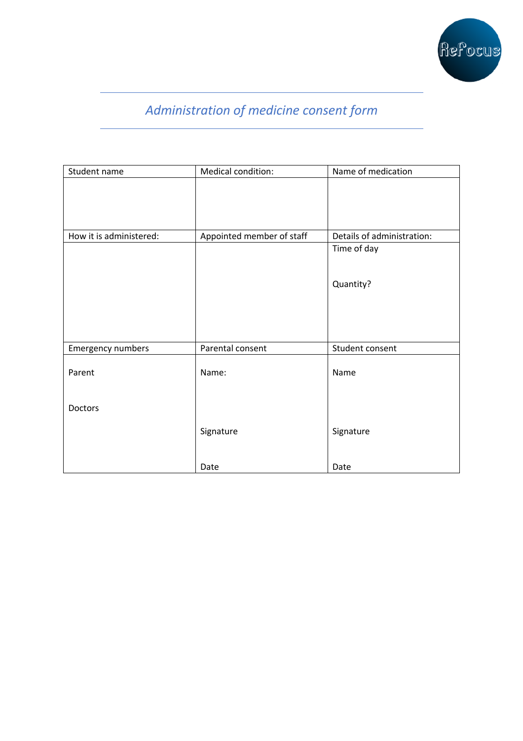# *Administration of medicine consent form*

| Student name | Medical condition: | Name of medication |
|---|---|---|
| | | |
| **How it is administered:** | **Appointed member of staff** | **Details of administration:** |
| | | Time of day<br><br>Quantity? |
| **Emergency numbers** | **Parental consent** | **Student consent** |
| Parent<br><br>Doctors | Name:<br><br>Signature<br><br>Date | Name<br><br>Signature<br><br>Date |